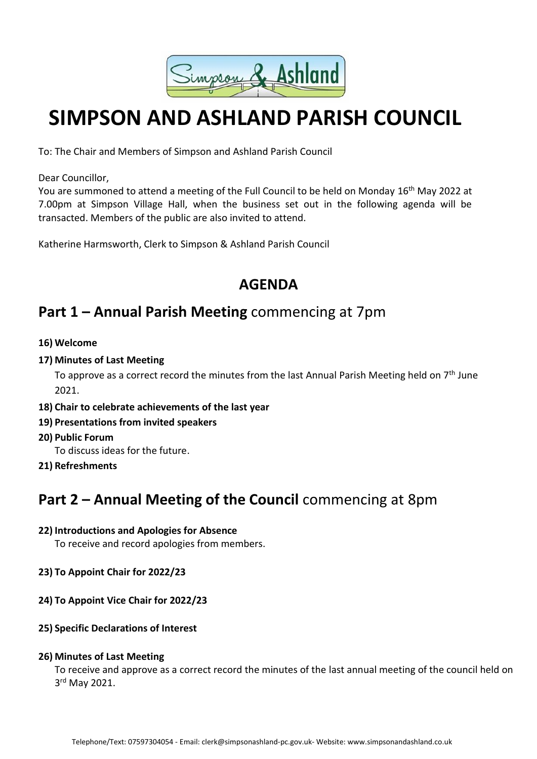# SIMPSON AND ASHLAND PARISH COUNCIL

To: The Chair and Members of Simpson and Ashland Parish Council

Dear Councillor,

You are summoned to attend a meeting of the Full Council to be held on Monday 16th May 2022 at 7.00pm at Simpson Village Hall, when the business set out in the following agenda will be transacted. Members of the public are also invited to attend.

Katherine Harmsworth, Clerk to Simpson & Ashland Parish Council

## AGENDA

## Part 1 – Annual Parish Meeting commencing at 7pm

**16) Welcome**

**17) Minutes of Last Meeting**

To approve as a correct record the minutes from the last Annual Parish Meeting held on 7th June 2021.

**18) Chair to celebrate achievements of the last year**

**19) Presentations from invited speakers**

**20) Public Forum**

To discuss ideas for the future.

**21) Refreshments**

## Part 2 – Annual Meeting of the Council commencing at 8pm

**22) Introductions and Apologies for Absence**

To receive and record apologies from members.

**23) To Appoint Chair for 2022/23**

**24) To Appoint Vice Chair for 2022/23**

**25) Specific Declarations of Interest**

**26) Minutes of Last Meeting**

To receive and approve as a correct record the minutes of the last annual meeting of the council held on 3rd May 2021.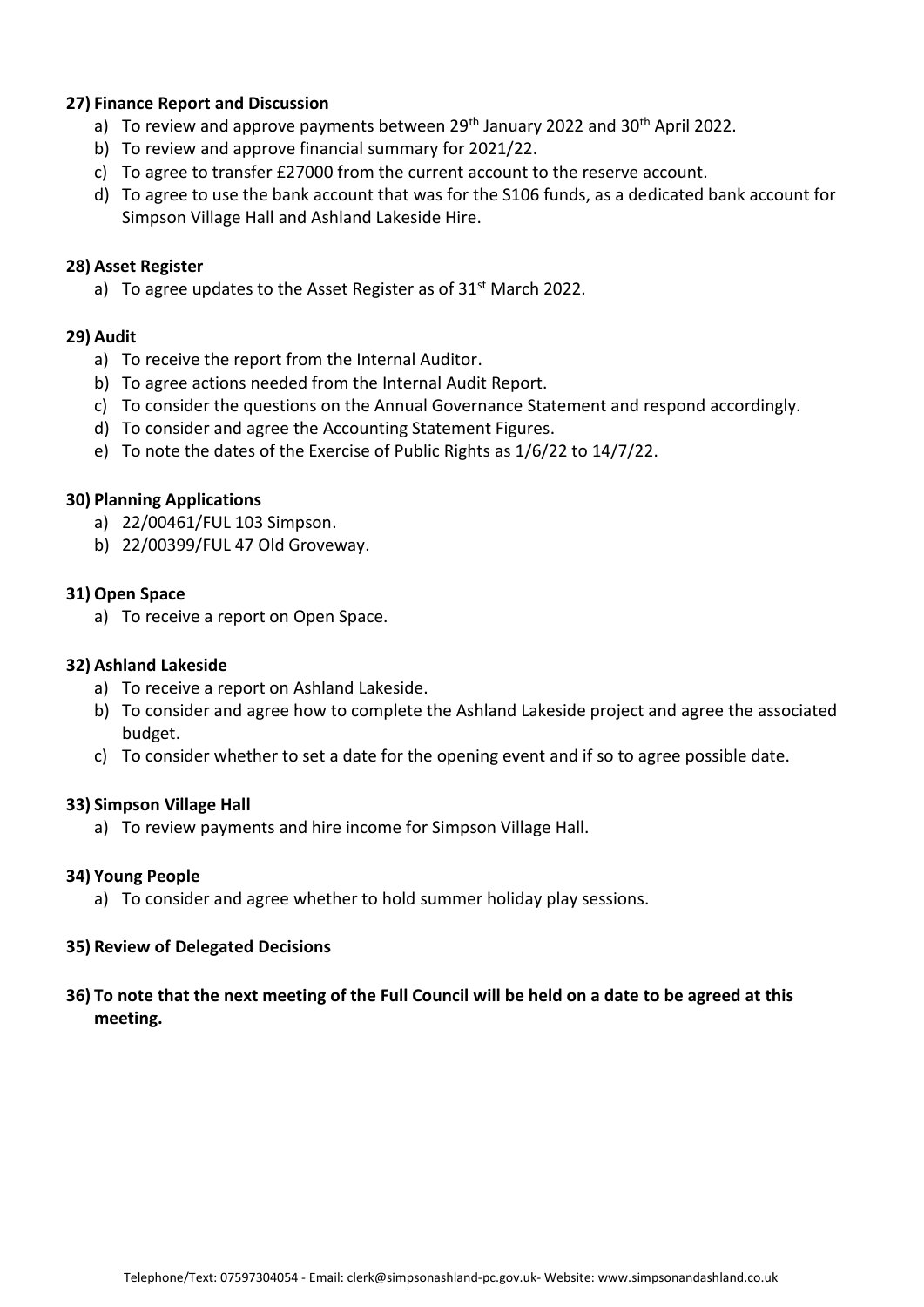**27) Finance Report and Discussion**

a) To review and approve payments between 29th January 2022 and 30th April 2022.
b) To review and approve financial summary for 2021/22.
c) To agree to transfer £27000 from the current account to the reserve account.
d) To agree to use the bank account that was for the S106 funds, as a dedicated bank account for Simpson Village Hall and Ashland Lakeside Hire.

**28) Asset Register**

a) To agree updates to the Asset Register as of 31st March 2022.

**29) Audit**

a) To receive the report from the Internal Auditor.
b) To agree actions needed from the Internal Audit Report.
c) To consider the questions on the Annual Governance Statement and respond accordingly.
d) To consider and agree the Accounting Statement Figures.
e) To note the dates of the Exercise of Public Rights as 1/6/22 to 14/7/22.

**30) Planning Applications**

a) 22/00461/FUL 103 Simpson.
b) 22/00399/FUL 47 Old Groveway.

**31) Open Space**

a) To receive a report on Open Space.

**32) Ashland Lakeside**

a) To receive a report on Ashland Lakeside.
b) To consider and agree how to complete the Ashland Lakeside project and agree the associated budget.
c) To consider whether to set a date for the opening event and if so to agree possible date.

**33) Simpson Village Hall**

a) To review payments and hire income for Simpson Village Hall.

**34) Young People**

a) To consider and agree whether to hold summer holiday play sessions.

**35) Review of Delegated Decisions**

**36) To note that the next meeting of the Full Council will be held on a date to be agreed at this meeting.**

Telephone/Text: 07597304054 - Email: clerk@simpsonashland-pc.gov.uk- Website: www.simpsonandashland.co.uk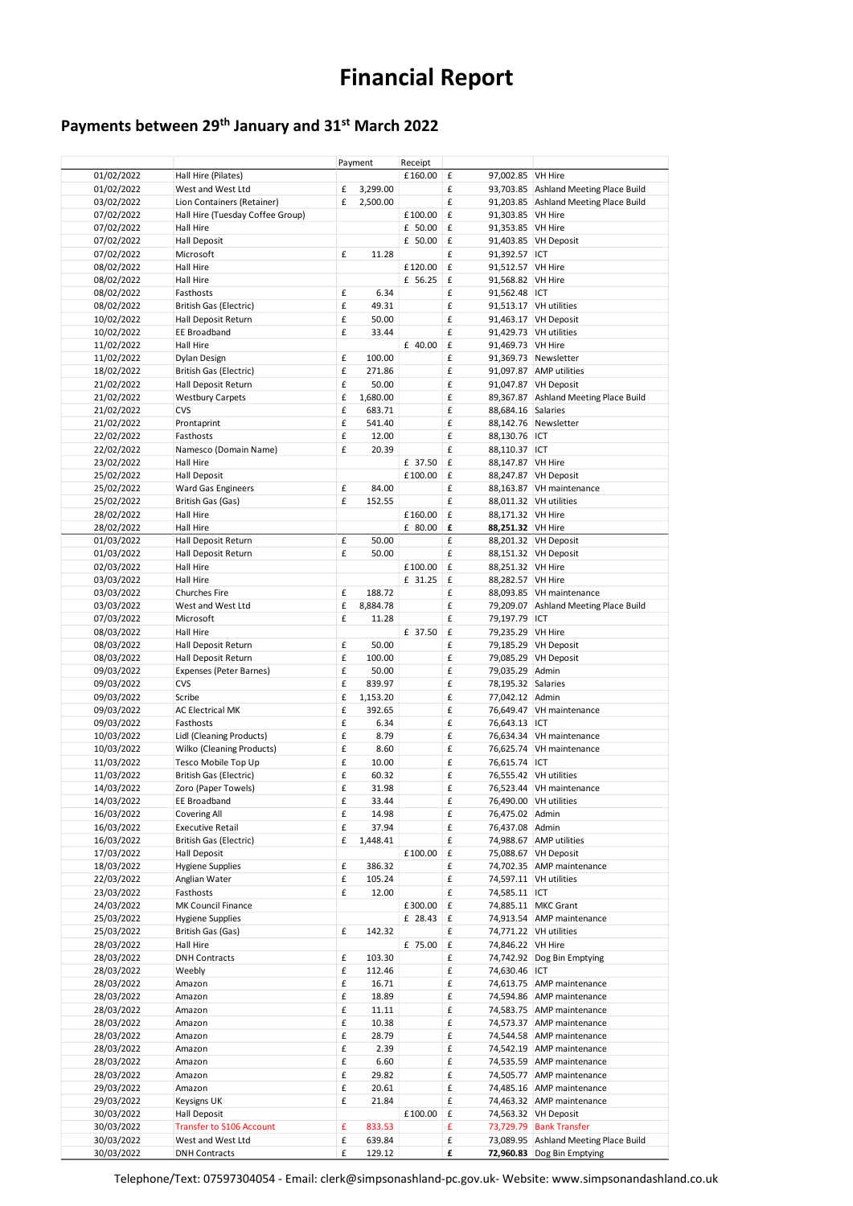# Financial Report

## Payments between 29th January and 31st March 2022

| | | Payment | Receipt | | |
|---|---|---|---|---|---|
| 01/02/2022 | Hall Hire (Pilates) | | £160.00 | £ 97,002.85 | VH Hire |
| 01/02/2022 | West and West Ltd | £ 3,299.00 | | £ 93,703.85 | Ashland Meeting Place Build |
| 03/02/2022 | Lion Containers (Retainer) | £ 2,500.00 | | £ 91,203.85 | Ashland Meeting Place Build |
| 07/02/2022 | Hall Hire (Tuesday Coffee Group) | | £100.00 | £ 91,303.85 | VH Hire |
| 07/02/2022 | Hall Hire | | £ 50.00 | £ 91,353.85 | VH Hire |
| 07/02/2022 | Hall Deposit | | £ 50.00 | £ 91,403.85 | VH Deposit |
| 07/02/2022 | Microsoft | £ 11.28 | | £ 91,392.57 | ICT |
| 08/02/2022 | Hall Hire | | £120.00 | £ 91,512.57 | VH Hire |
| 08/02/2022 | Hall Hire | | £ 56.25 | £ 91,568.82 | VH Hire |
| 08/02/2022 | Fasthosts | £ 6.34 | | £ 91,562.48 | ICT |
| 08/02/2022 | British Gas (Electric) | £ 49.31 | | £ 91,513.17 | VH utilities |
| 10/02/2022 | Hall Deposit Return | £ 50.00 | | £ 91,463.17 | VH Deposit |
| 10/02/2022 | EE Broadband | £ 33.44 | | £ 91,429.73 | VH utilities |
| 11/02/2022 | Hall Hire | | £ 40.00 | £ 91,469.73 | VH Hire |
| 11/02/2022 | Dylan Design | £ 100.00 | | £ 91,369.73 | Newsletter |
| 18/02/2022 | British Gas (Electric) | £ 271.86 | | £ 91,097.87 | AMP utilities |
| 21/02/2022 | Hall Deposit Return | £ 50.00 | | £ 91,047.87 | VH Deposit |
| 21/02/2022 | Westbury Carpets | £ 1,680.00 | | £ 89,367.87 | Ashland Meeting Place Build |
| 21/02/2022 | CVS | £ 683.71 | | £ 88,684.16 | Salaries |
| 21/02/2022 | Prontaprint | £ 541.40 | | £ 88,142.76 | Newsletter |
| 22/02/2022 | Fasthosts | £ 12.00 | | £ 88,130.76 | ICT |
| 22/02/2022 | Namesco (Domain Name) | £ 20.39 | | £ 88,110.37 | ICT |
| 23/02/2022 | Hall Hire | | £ 37.50 | £ 88,147.87 | VH Hire |
| 25/02/2022 | Hall Deposit | | £100.00 | £ 88,247.87 | VH Deposit |
| 25/02/2022 | Ward Gas Engineers | £ 84.00 | | £ 88,163.87 | VH maintenance |
| 25/02/2022 | British Gas (Gas) | £ 152.55 | | £ 88,011.32 | VH utilities |
| 28/02/2022 | Hall Hire | | £160.00 | £ 88,171.32 | VH Hire |
| 28/02/2022 | Hall Hire | | £ 80.00 | **£ 88,251.32** | VH Hire |
| 01/03/2022 | Hall Deposit Return | £ 50.00 | | £ 88,201.32 | VH Deposit |
| 01/03/2022 | Hall Deposit Return | £ 50.00 | | £ 88,151.32 | VH Deposit |
| 02/03/2022 | Hall Hire | | £100.00 | £ 88,251.32 | VH Hire |
| 03/03/2022 | Hall Hire | | £ 31.25 | £ 88,282.57 | VH Hire |
| 03/03/2022 | Churches Fire | £ 188.72 | | £ 88,093.85 | VH maintenance |
| 03/03/2022 | West and West Ltd | £ 8,884.78 | | £ 79,209.07 | Ashland Meeting Place Build |
| 07/03/2022 | Microsoft | £ 11.28 | | £ 79,197.79 | ICT |
| 08/03/2022 | Hall Hire | | £ 37.50 | £ 79,235.29 | VH Hire |
| 08/03/2022 | Hall Deposit Return | £ 50.00 | | £ 79,185.29 | VH Deposit |
| 08/03/2022 | Hall Deposit Return | £ 100.00 | | £ 79,085.29 | VH Deposit |
| 09/03/2022 | Expenses (Peter Barnes) | £ 50.00 | | £ 79,035.29 | Admin |
| 09/03/2022 | CVS | £ 839.97 | | £ 78,195.32 | Salaries |
| 09/03/2022 | Scribe | £ 1,153.20 | | £ 77,042.12 | Admin |
| 09/03/2022 | AC Electrical MK | £ 392.65 | | £ 76,649.47 | VH maintenance |
| 09/03/2022 | Fasthosts | £ 6.34 | | £ 76,643.13 | ICT |
| 10/03/2022 | Lidl (Cleaning Products) | £ 8.79 | | £ 76,634.34 | VH maintenance |
| 10/03/2022 | Wilko (Cleaning Products) | £ 8.60 | | £ 76,625.74 | VH maintenance |
| 11/03/2022 | Tesco Mobile Top Up | £ 10.00 | | £ 76,615.74 | ICT |
| 11/03/2022 | British Gas (Electric) | £ 60.32 | | £ 76,555.42 | VH utilities |
| 14/03/2022 | Zoro (Paper Towels) | £ 31.98 | | £ 76,523.44 | VH maintenance |
| 14/03/2022 | EE Broadband | £ 33.44 | | £ 76,490.00 | VH utilities |
| 16/03/2022 | Covering All | £ 14.98 | | £ 76,475.02 | Admin |
| 16/03/2022 | Executive Retail | £ 37.94 | | £ 76,437.08 | Admin |
| 16/03/2022 | British Gas (Electric) | £ 1,448.41 | | £ 74,988.67 | AMP utilities |
| 17/03/2022 | Hall Deposit | | £100.00 | £ 75,088.67 | VH Deposit |
| 18/03/2022 | Hygiene Supplies | £ 386.32 | | £ 74,702.35 | AMP maintenance |
| 22/03/2022 | Anglian Water | £ 105.24 | | £ 74,597.11 | VH utilities |
| 23/03/2022 | Fasthosts | £ 12.00 | | £ 74,585.11 | ICT |
| 24/03/2022 | MK Council Finance | | £300.00 | £ 74,885.11 | MKC Grant |
| 25/03/2022 | Hygiene Supplies | | £ 28.43 | £ 74,913.54 | AMP maintenance |
| 25/03/2022 | British Gas (Gas) | £ 142.32 | | £ 74,771.22 | VH utilities |
| 28/03/2022 | Hall Hire | | £ 75.00 | £ 74,846.22 | VH Hire |
| 28/03/2022 | DNH Contracts | £ 103.30 | | £ 74,742.92 | Dog Bin Emptying |
| 28/03/2022 | Weebly | £ 112.46 | | £ 74,630.46 | ICT |
| 28/03/2022 | Amazon | £ 16.71 | | £ 74,613.75 | AMP maintenance |
| 28/03/2022 | Amazon | £ 18.89 | | £ 74,594.86 | AMP maintenance |
| 28/03/2022 | Amazon | £ 11.11 | | £ 74,583.75 | AMP maintenance |
| 28/03/2022 | Amazon | £ 10.38 | | £ 74,573.37 | AMP maintenance |
| 28/03/2022 | Amazon | £ 28.79 | | £ 74,544.58 | AMP maintenance |
| 28/03/2022 | Amazon | £ 2.39 | | £ 74,542.19 | AMP maintenance |
| 28/03/2022 | Amazon | £ 6.60 | | £ 74,535.59 | AMP maintenance |
| 28/03/2022 | Amazon | £ 29.82 | | £ 74,505.77 | AMP maintenance |
| 29/03/2022 | Amazon | £ 20.61 | | £ 74,485.16 | AMP maintenance |
| 29/03/2022 | Keysigns UK | £ 21.84 | | £ 74,463.32 | AMP maintenance |
| 30/03/2022 | Hall Deposit | | £100.00 | £ 74,563.32 | VH Deposit |
| 30/03/2022 | Transfer to S106 Account | £ 833.53 | | £ 73,729.79 | Bank Transfer |
| 30/03/2022 | West and West Ltd | £ 639.84 | | £ 73,089.95 | Ashland Meeting Place Build |
| 30/03/2022 | DNH Contracts | £ 129.12 | | **£ 72,960.83** | Dog Bin Emptying |

Telephone/Text: 07597304054 - Email: clerk@simpsonashland-pc.gov.uk- Website: www.simpsonandashland.co.uk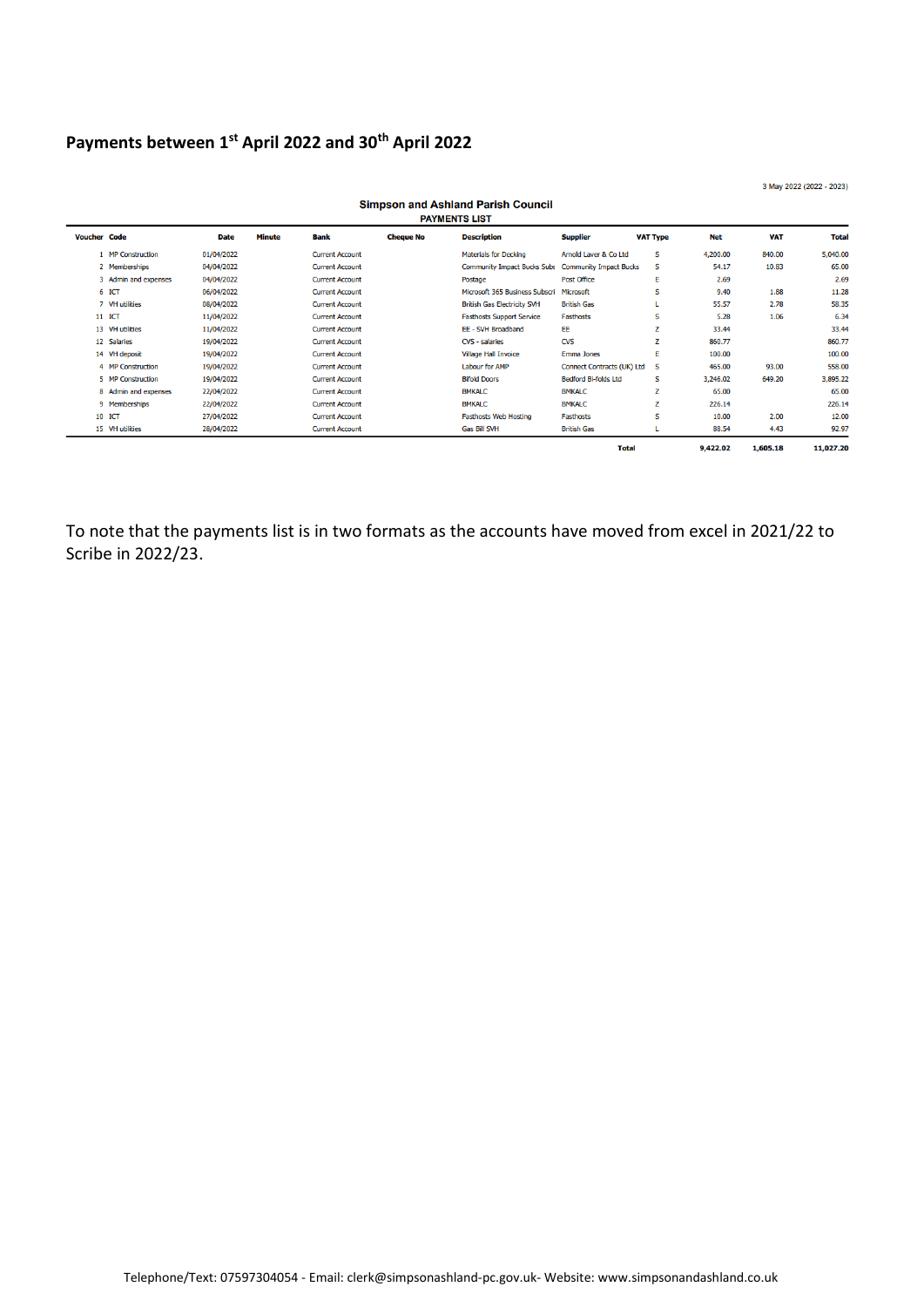## Payments between 1st April 2022 and 30th April 2022

3 May 2022 (2022 - 2023)

**Simpson and Ashland Parish Council**
**PAYMENTS LIST**

| Voucher | Code | Date | Minute | Bank | Cheque No | Description | Supplier | VAT Type | Net | VAT | Total |
|---|---|---|---|---|---|---|---|---|---|---|---|
| 1 | MP Construction | 01/04/2022 | | Current Account | | Materials for Decking | Arnold Laver & Co Ltd | S | 4,200.00 | 840.00 | 5,040.00 |
| 2 | Memberships | 04/04/2022 | | Current Account | | Community Impact Bucks Subs | Community Impact Bucks | S | 54.17 | 10.83 | 65.00 |
| 3 | Admin and expenses | 04/04/2022 | | Current Account | | Postage | Post Office | E | 2.69 | | 2.69 |
| 6 | ICT | 06/04/2022 | | Current Account | | Microsoft 365 Business Subscri | Microsoft | S | 9.40 | 1.88 | 11.28 |
| 7 | VH utilities | 08/04/2022 | | Current Account | | British Gas Electricity SVH | British Gas | L | 55.57 | 2.78 | 58.35 |
| 11 | ICT | 11/04/2022 | | Current Account | | Fasthosts Support Service | Fasthosts | S | 5.28 | 1.06 | 6.34 |
| 13 | VH utilities | 11/04/2022 | | Current Account | | EE - SVH Broadband | EE | Z | 33.44 | | 33.44 |
| 12 | Salaries | 19/04/2022 | | Current Account | | CVS - salaries | CVS | Z | 860.77 | | 860.77 |
| 14 | VH deposit | 19/04/2022 | | Current Account | | Village Hall Invoice | Emma Jones | E | 100.00 | | 100.00 |
| 4 | MP Construction | 19/04/2022 | | Current Account | | Labour for AMP | Connect Contracts (UK) Ltd | S | 465.00 | 93.00 | 558.00 |
| 5 | MP Construction | 19/04/2022 | | Current Account | | Bifold Doors | Bedford Bi-folds Ltd | S | 3,246.02 | 649.20 | 3,895.22 |
| 8 | Admin and expenses | 22/04/2022 | | Current Account | | BMKALC | BMKALC | Z | 65.00 | | 65.00 |
| 9 | Memberships | 22/04/2022 | | Current Account | | BMKALC | BMKALC | Z | 226.14 | | 226.14 |
| 10 | ICT | 27/04/2022 | | Current Account | | Fasthosts Web Hosting | Fasthosts | S | 10.00 | 2.00 | 12.00 |
| 15 | VH utilities | 28/04/2022 | | Current Account | | Gas Bill SVH | British Gas | L | 88.54 | 4.43 | 92.97 |
| | | | | | | | Total | | 9,422.02 | 1,605.18 | 11,027.20 |

To note that the payments list is in two formats as the accounts have moved from excel in 2021/22 to Scribe in 2022/23.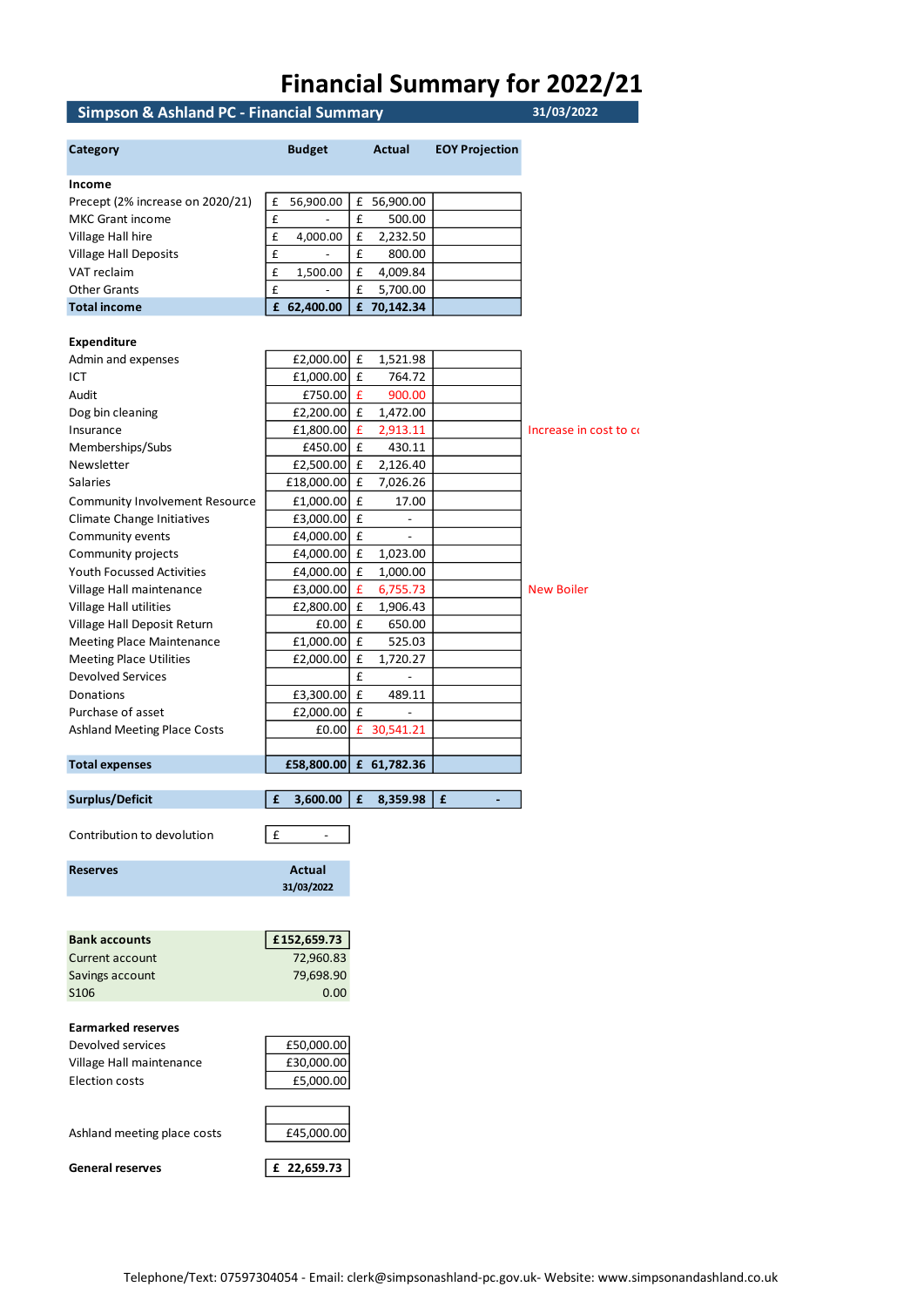# Financial Summary for 2022/21

**Simpson & Ashland PC - Financial Summary** 31/03/2022

| Category | Budget | Actual | EOY Projection | |
|---|---|---|---|---|
| **Income** | | | | |
| Precept (2% increase on 2020/21) | £ 56,900.00 | £ 56,900.00 | | |
| MKC Grant income | £ - | £ 500.00 | | |
| Village Hall hire | £ 4,000.00 | £ 2,232.50 | | |
| Village Hall Deposits | £ - | £ 800.00 | | |
| VAT reclaim | £ 1,500.00 | £ 4,009.84 | | |
| Other Grants | £ - | £ 5,700.00 | | |
| **Total income** | **£ 62,400.00** | **£ 70,142.34** | | |
| **Expenditure** | | | | |
| Admin and expenses | £2,000.00 | £ 1,521.98 | | |
| ICT | £1,000.00 | £ 764.72 | | |
| Audit | £750.00 | £ 900.00 | | |
| Dog bin cleaning | £2,200.00 | £ 1,472.00 | | |
| Insurance | £1,800.00 | £ 2,913.11 | | Increase in cost to co |
| Memberships/Subs | £450.00 | £ 430.11 | | |
| Newsletter | £2,500.00 | £ 2,126.40 | | |
| Salaries | £18,000.00 | £ 7,026.26 | | |
| Community Involvement Resource | £1,000.00 | £ 17.00 | | |
| Climate Change Initiatives | £3,000.00 | £ - | | |
| Community events | £4,000.00 | £ - | | |
| Community projects | £4,000.00 | £ 1,023.00 | | |
| Youth Focussed Activities | £4,000.00 | £ 1,000.00 | | |
| Village Hall maintenance | £3,000.00 | £ 6,755.73 | | New Boiler |
| Village Hall utilities | £2,800.00 | £ 1,906.43 | | |
| Village Hall Deposit Return | £0.00 | £ 650.00 | | |
| Meeting Place Maintenance | £1,000.00 | £ 525.03 | | |
| Meeting Place Utilities | £2,000.00 | £ 1,720.27 | | |
| Devolved Services | | £ - | | |
| Donations | £3,300.00 | £ 489.11 | | |
| Purchase of asset | £2,000.00 | £ - | | |
| Ashland Meeting Place Costs | £0.00 | £ 30,541.21 | | |
| **Total expenses** | **£58,800.00** | **£ 61,782.36** | | |
| **Surplus/Deficit** | **£ 3,600.00** | **£ 8,359.98** | **£ -** | |

Contribution to devolution: £ -

| Reserves | Actual 31/03/2022 |
|---|---|
| **Bank accounts** | **£152,659.73** |
| Current account | 72,960.83 |
| Savings account | 79,698.90 |
| S106 | 0.00 |
| **Earmarked reserves** | |
| Devolved services | £50,000.00 |
| Village Hall maintenance | £30,000.00 |
| Election costs | £5,000.00 |
| | |
| Ashland meeting place costs | £45,000.00 |
| **General reserves** | **£ 22,659.73** |

Telephone/Text: 07597304054 - Email: clerk@simpsonashland-pc.gov.uk- Website: www.simpsonandashland.co.uk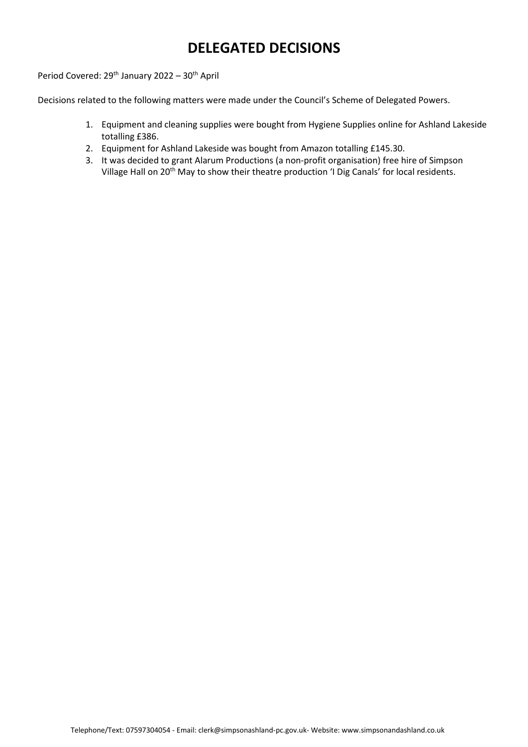# DELEGATED DECISIONS

Period Covered: 29th January 2022 – 30th April

Decisions related to the following matters were made under the Council's Scheme of Delegated Powers.

1. Equipment and cleaning supplies were bought from Hygiene Supplies online for Ashland Lakeside totalling £386.
2. Equipment for Ashland Lakeside was bought from Amazon totalling £145.30.
3. It was decided to grant Alarum Productions (a non-profit organisation) free hire of Simpson Village Hall on 20th May to show their theatre production 'I Dig Canals' for local residents.

Telephone/Text: 07597304054 - Email: clerk@simpsonashland-pc.gov.uk- Website: www.simpsonandashland.co.uk